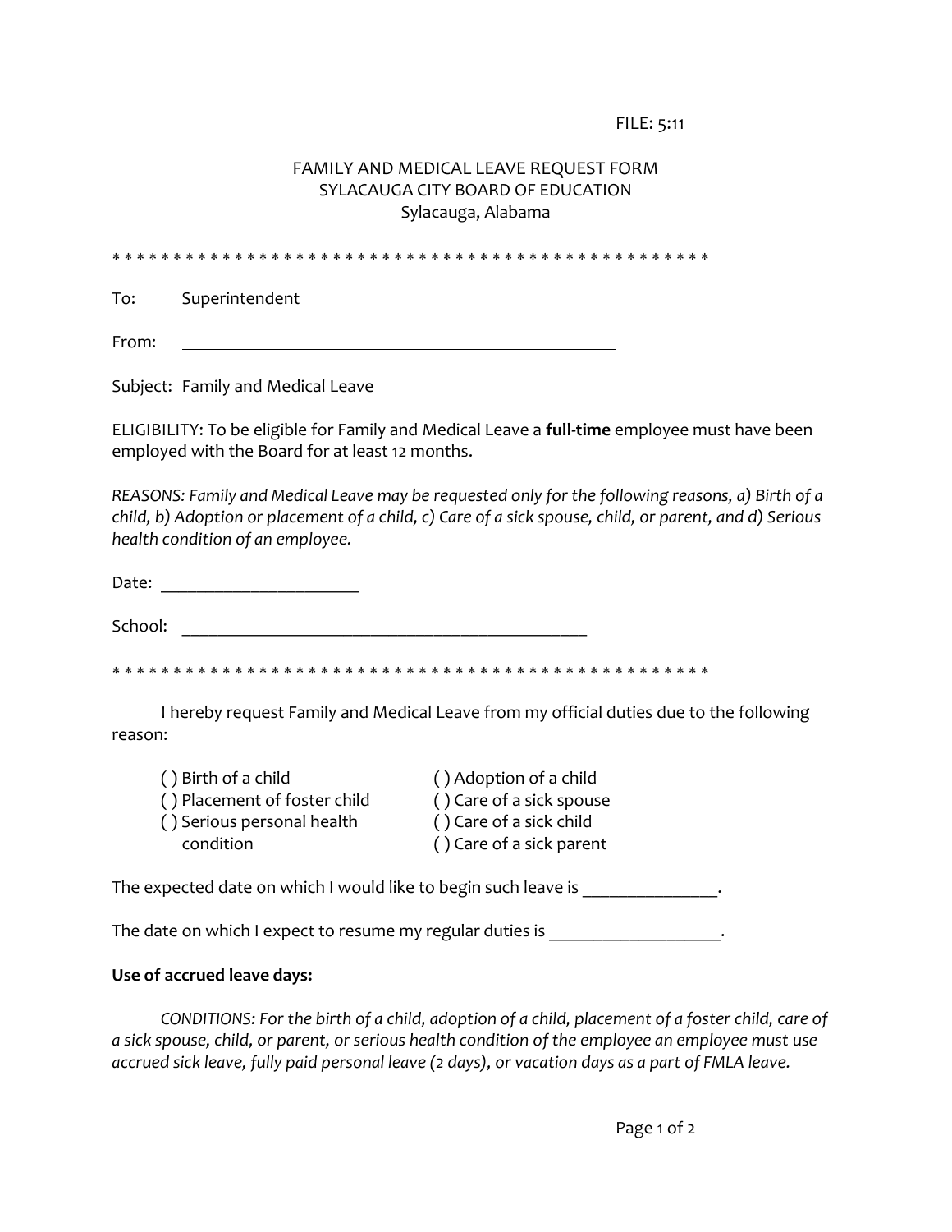FILE: 5:11

# FAMILY AND MEDICAL LEAVE REQUEST FORM
## SYLACAUGA CITY BOARD OF EDUCATION
### Sylacauga, Alabama

* * * * * * * * * * * * * * * * * * * * * * * * * * * * * * * * * * * * * * * * * * * * * * * * * *

To: Superintendent

From: ____________________________________________

Subject: Family and Medical Leave

ELIGIBILITY: To be eligible for Family and Medical Leave a **full-time** employee must have been employed with the Board for at least 12 months.

*REASONS: Family and Medical Leave may be requested only for the following reasons, a) Birth of a child, b) Adoption or placement of a child, c) Care of a sick spouse, child, or parent, and d) Serious health condition of an employee.*

Date: ______________________

School: _____________________________________________

* * * * * * * * * * * * * * * * * * * * * * * * * * * * * * * * * * * * * * * * * * * * * * * * * *

I hereby request Family and Medical Leave from my official duties due to the following reason:

( ) Birth of a child
( ) Placement of foster child
( ) Serious personal health condition
( ) Adoption of a child
( ) Care of a sick spouse
( ) Care of a sick child
( ) Care of a sick parent

The expected date on which I would like to begin such leave is _______________.

The date on which I expect to resume my regular duties is ___________________.

**Use of accrued leave days:**

*CONDITIONS: For the birth of a child, adoption of a child, placement of a foster child, care of a sick spouse, child, or parent, or serious health condition of the employee an employee must use accrued sick leave, fully paid personal leave (2 days), or vacation days as a part of FMLA leave.*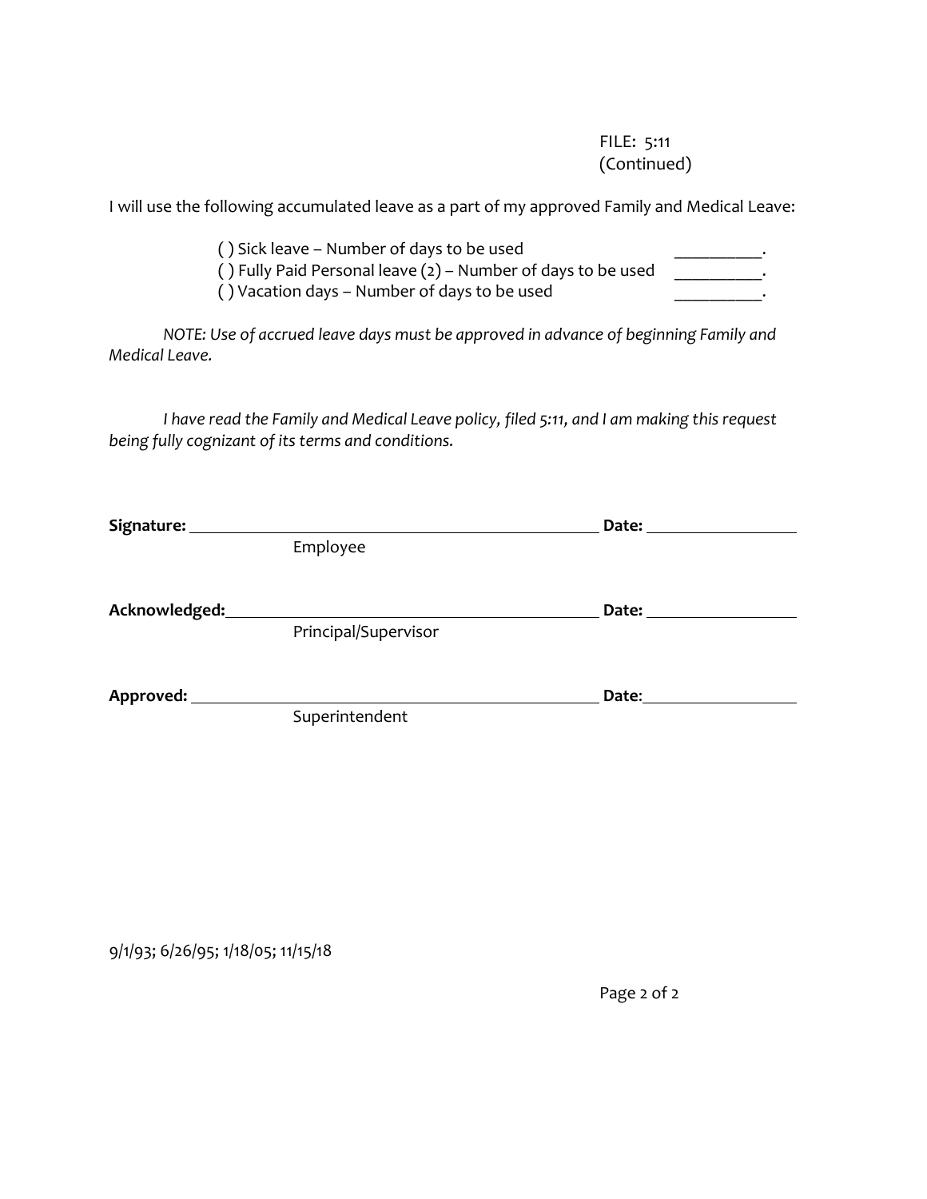FILE: 5:11
(Continued)

I will use the following accumulated leave as a part of my approved Family and Medical Leave:

( ) Sick leave – Number of days to be used __________.
( ) Fully Paid Personal leave (2) – Number of days to be used __________.
( ) Vacation days – Number of days to be used __________.

*NOTE: Use of accrued leave days must be approved in advance of beginning Family and Medical Leave.*

*I have read the Family and Medical Leave policy, filed 5:11, and I am making this request being fully cognizant of its terms and conditions.*

**Signature:** ______________________________ **Date:** ______________
Employee

**Acknowledged:** ______________________________ **Date:** ______________
Principal/Supervisor

**Approved:** ______________________________ **Date:** ______________
Superintendent

9/1/93; 6/26/95; 1/18/05; 11/15/18